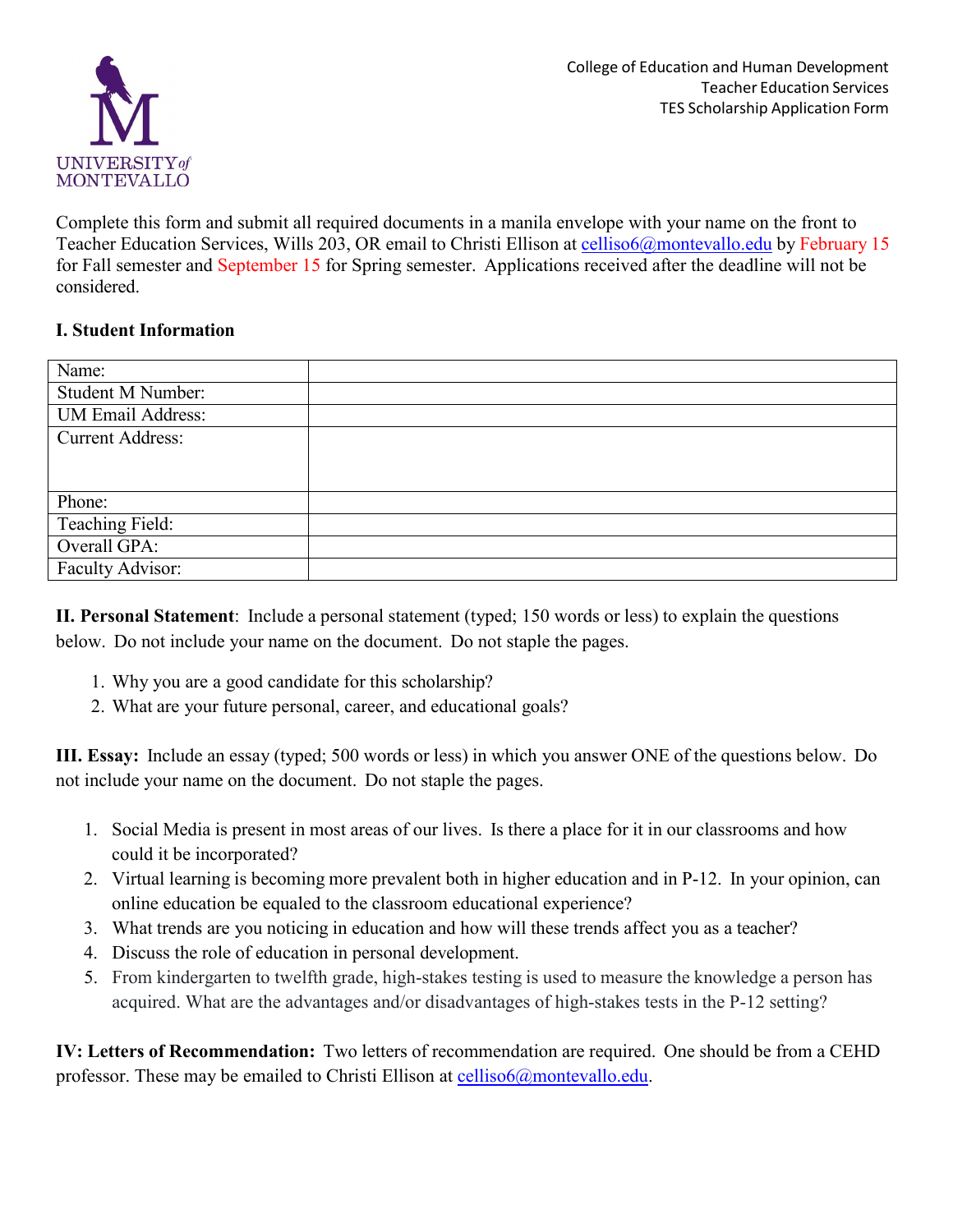UNIVERSITY of MONTEVALLO

College of Education and Human Development
Teacher Education Services
TES Scholarship Application Form

Complete this form and submit all required documents in a manila envelope with your name on the front to Teacher Education Services, Wills 203, OR email to Christi Ellison at celliso6@montevallo.edu by February 15 for Fall semester and September 15 for Spring semester. Applications received after the deadline will not be considered.

**I. Student Information**

| | |
|---|---|
| Name: | |
| Student M Number: | |
| UM Email Address: | |
| Current Address: | |
| Phone: | |
| Teaching Field: | |
| Overall GPA: | |
| Faculty Advisor: | |

**II. Personal Statement**: Include a personal statement (typed; 150 words or less) to explain the questions below. Do not include your name on the document. Do not staple the pages.

1. Why you are a good candidate for this scholarship?
2. What are your future personal, career, and educational goals?

**III. Essay:** Include an essay (typed; 500 words or less) in which you answer ONE of the questions below. Do not include your name on the document. Do not staple the pages.

1. Social Media is present in most areas of our lives. Is there a place for it in our classrooms and how could it be incorporated?
2. Virtual learning is becoming more prevalent both in higher education and in P-12. In your opinion, can online education be equaled to the classroom educational experience?
3. What trends are you noticing in education and how will these trends affect you as a teacher?
4. Discuss the role of education in personal development.
5. From kindergarten to twelfth grade, high-stakes testing is used to measure the knowledge a person has acquired. What are the advantages and/or disadvantages of high-stakes tests in the P-12 setting?

**IV: Letters of Recommendation:** Two letters of recommendation are required. One should be from a CEHD professor. These may be emailed to Christi Ellison at celliso6@montevallo.edu.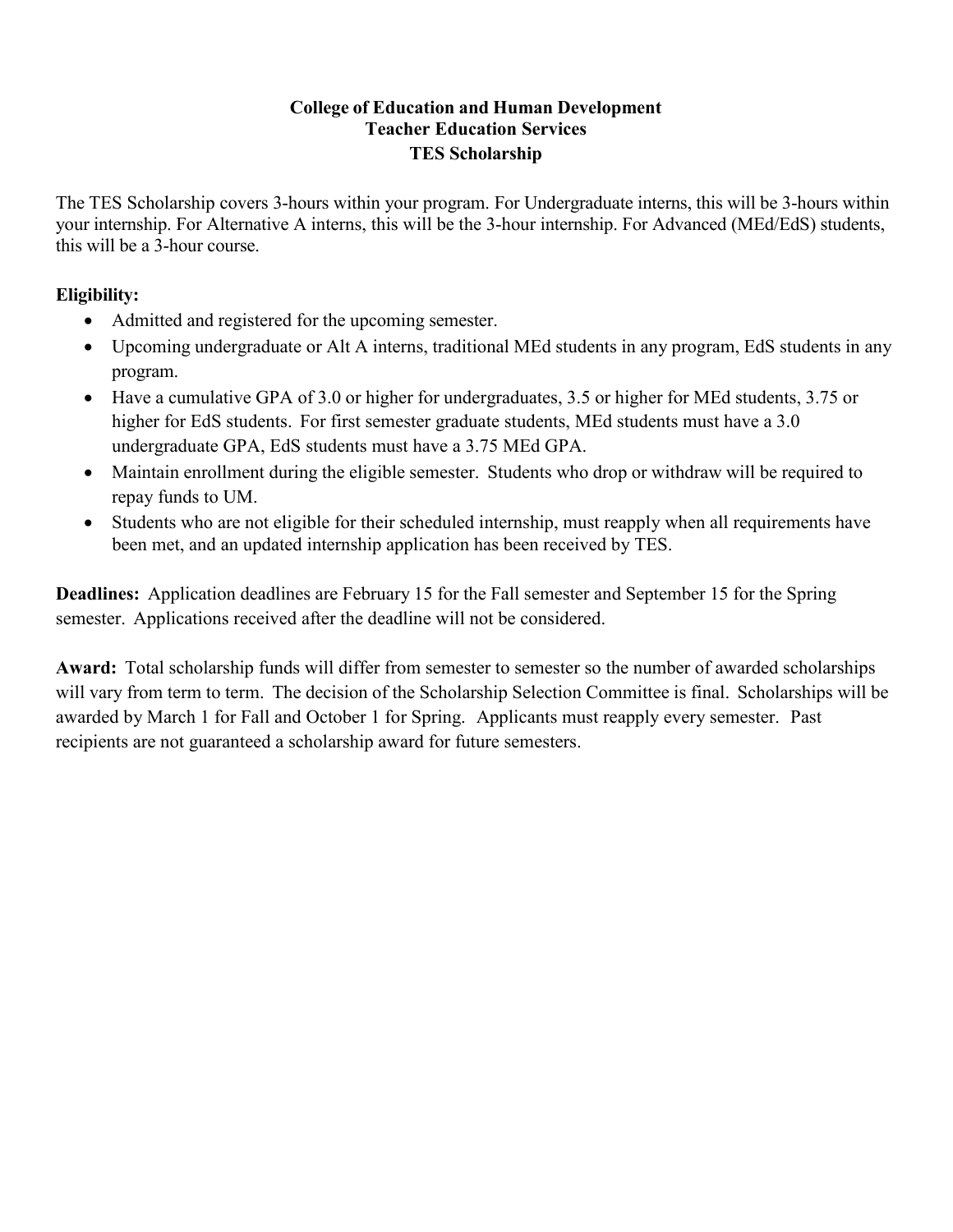# College of Education and Human Development
## Teacher Education Services
## TES Scholarship

The TES Scholarship covers 3-hours within your program. For Undergraduate interns, this will be 3-hours within your internship. For Alternative A interns, this will be the 3-hour internship. For Advanced (MEd/EdS) students, this will be a 3-hour course.

**Eligibility:**

- Admitted and registered for the upcoming semester.
- Upcoming undergraduate or Alt A interns, traditional MEd students in any program, EdS students in any program.
- Have a cumulative GPA of 3.0 or higher for undergraduates, 3.5 or higher for MEd students, 3.75 or higher for EdS students. For first semester graduate students, MEd students must have a 3.0 undergraduate GPA, EdS students must have a 3.75 MEd GPA.
- Maintain enrollment during the eligible semester. Students who drop or withdraw will be required to repay funds to UM.
- Students who are not eligible for their scheduled internship, must reapply when all requirements have been met, and an updated internship application has been received by TES.

**Deadlines:** Application deadlines are February 15 for the Fall semester and September 15 for the Spring semester. Applications received after the deadline will not be considered.

**Award:** Total scholarship funds will differ from semester to semester so the number of awarded scholarships will vary from term to term. The decision of the Scholarship Selection Committee is final. Scholarships will be awarded by March 1 for Fall and October 1 for Spring. Applicants must reapply every semester. Past recipients are not guaranteed a scholarship award for future semesters.